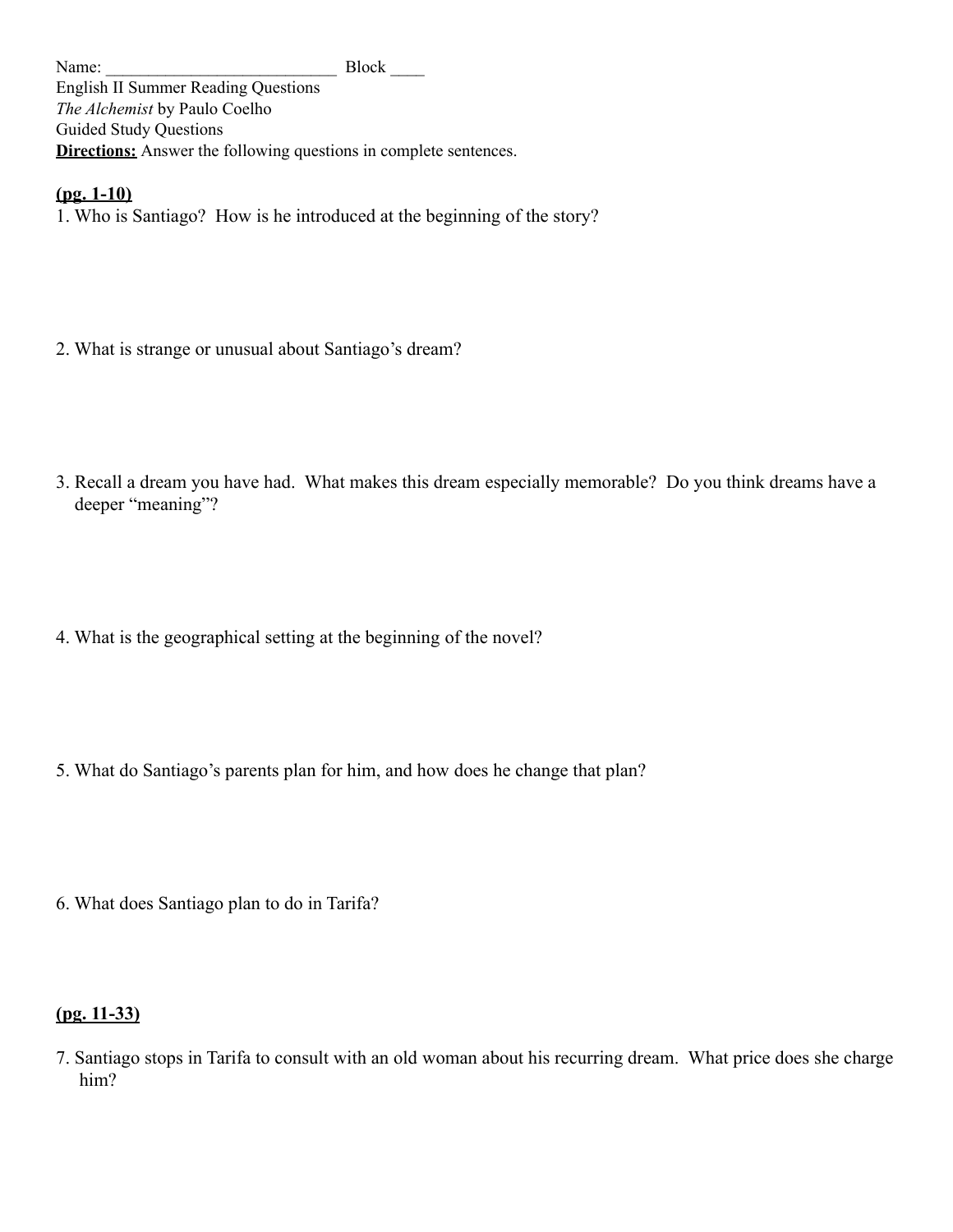Name: ___________________________ Block ____

English II Summer Reading Questions

*The Alchemist* by Paulo Coelho

Guided Study Questions

**<u>Directions:</u>** Answer the following questions in complete sentences.

**<u>(pg. 1-10)</u>**

1. Who is Santiago? How is he introduced at the beginning of the story?

2. What is strange or unusual about Santiago's dream?

3. Recall a dream you have had. What makes this dream especially memorable? Do you think dreams have a deeper "meaning"?

4. What is the geographical setting at the beginning of the novel?

5. What do Santiago's parents plan for him, and how does he change that plan?

6. What does Santiago plan to do in Tarifa?

**<u>(pg. 11-33)</u>**

7. Santiago stops in Tarifa to consult with an old woman about his recurring dream. What price does she charge him?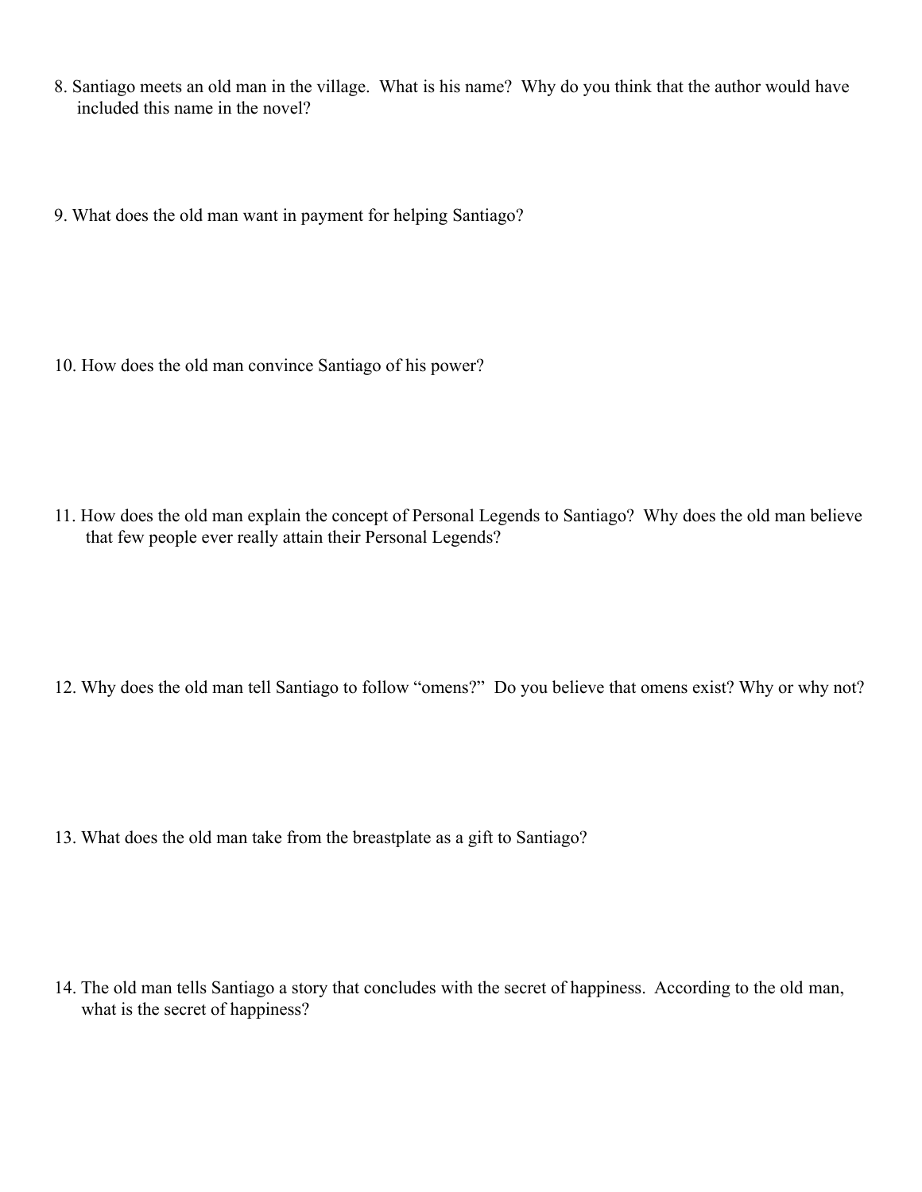8. Santiago meets an old man in the village. What is his name? Why do you think that the author would have included this name in the novel?

9. What does the old man want in payment for helping Santiago?

10. How does the old man convince Santiago of his power?

11. How does the old man explain the concept of Personal Legends to Santiago? Why does the old man believe that few people ever really attain their Personal Legends?

12. Why does the old man tell Santiago to follow "omens?" Do you believe that omens exist? Why or why not?

13. What does the old man take from the breastplate as a gift to Santiago?

14. The old man tells Santiago a story that concludes with the secret of happiness. According to the old man, what is the secret of happiness?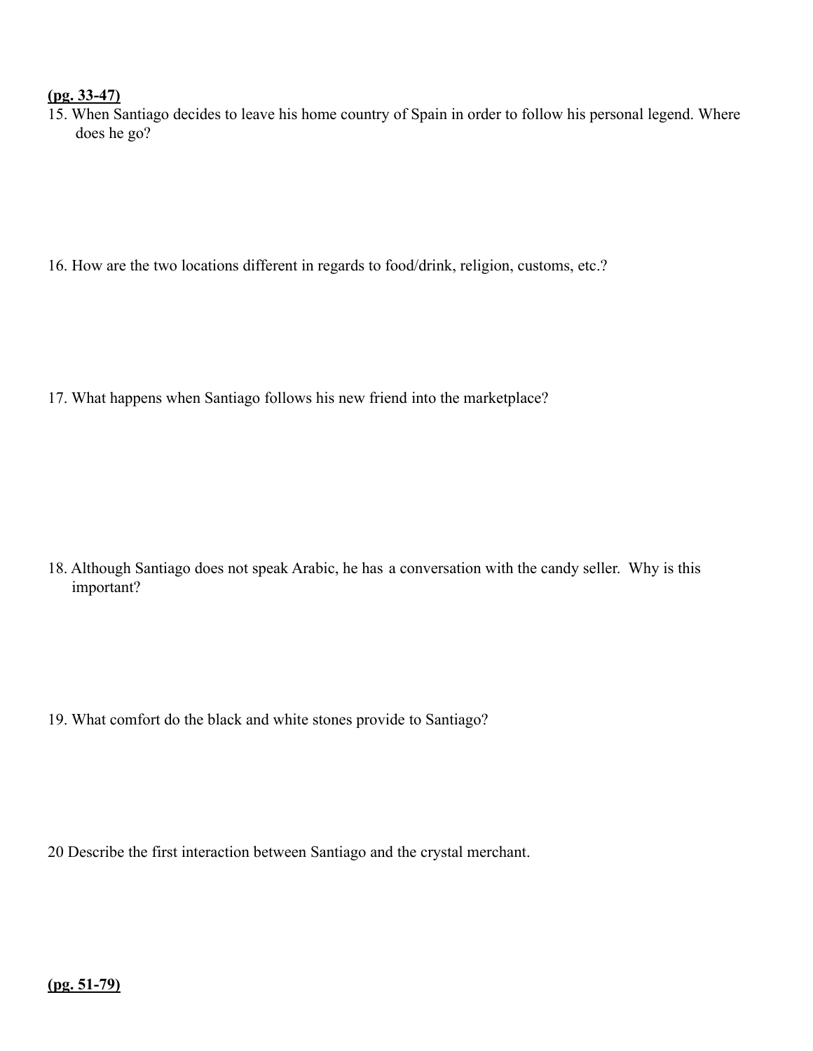**(pg. 33-47)**

15. When Santiago decides to leave his home country of Spain in order to follow his personal legend. Where does he go?

16. How are the two locations different in regards to food/drink, religion, customs, etc.?

17. What happens when Santiago follows his new friend into the marketplace?

18. Although Santiago does not speak Arabic, he has a conversation with the candy seller. Why is this important?

19. What comfort do the black and white stones provide to Santiago?

20 Describe the first interaction between Santiago and the crystal merchant.

**(pg. 51-79)**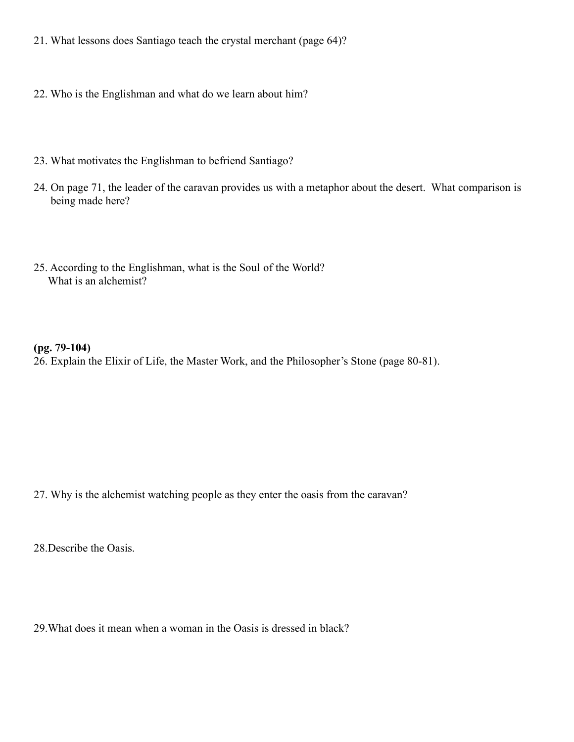21. What lessons does Santiago teach the crystal merchant (page 64)?

22. Who is the Englishman and what do we learn about him?

23. What motivates the Englishman to befriend Santiago?

24. On page 71, the leader of the caravan provides us with a metaphor about the desert. What comparison is being made here?

25. According to the Englishman, what is the Soul of the World?
    What is an alchemist?

**(pg. 79-104)**

26. Explain the Elixir of Life, the Master Work, and the Philosopher's Stone (page 80-81).

27. Why is the alchemist watching people as they enter the oasis from the caravan?

28.Describe the Oasis.

29.What does it mean when a woman in the Oasis is dressed in black?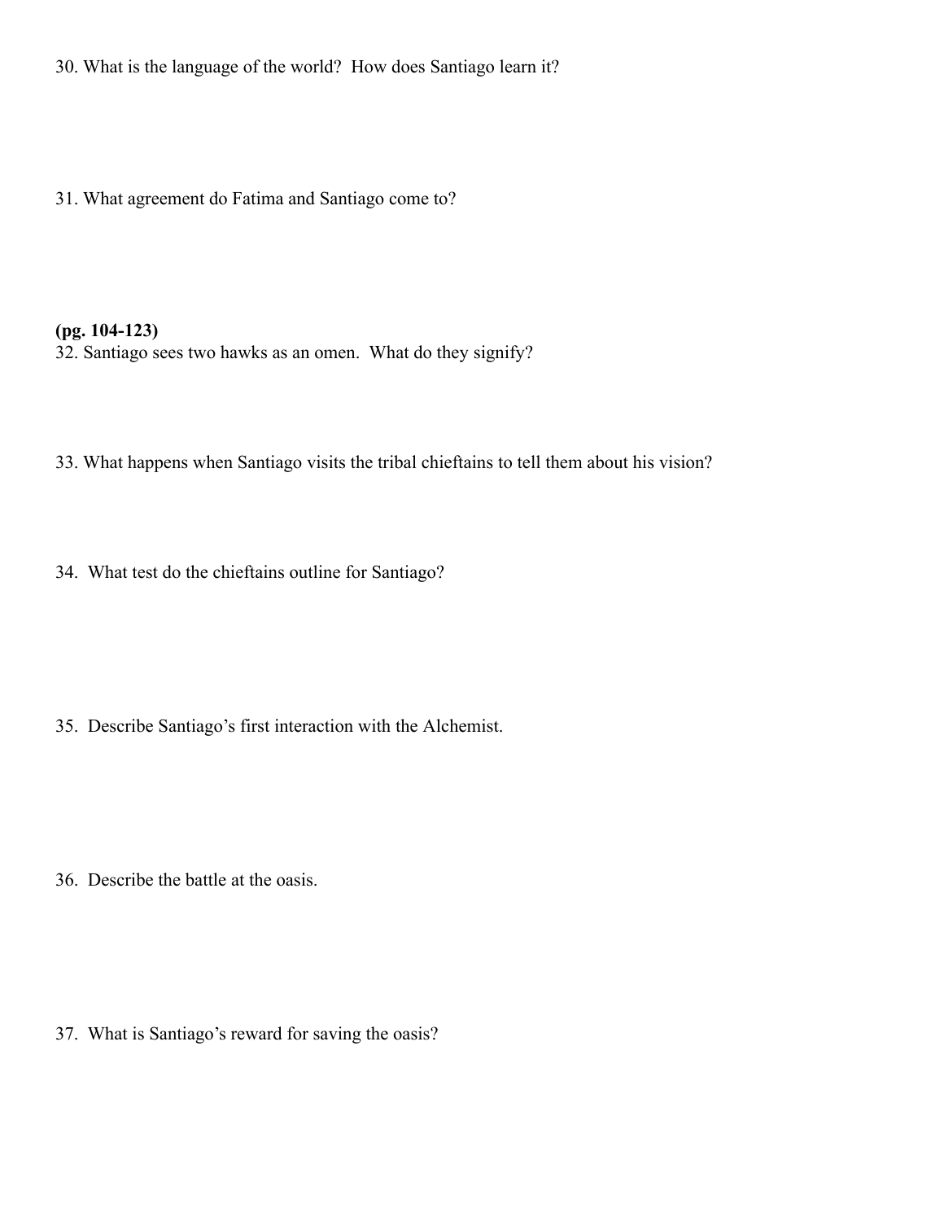30. What is the language of the world?  How does Santiago learn it?

31. What agreement do Fatima and Santiago come to?

**(pg. 104-123)**

32. Santiago sees two hawks as an omen.  What do they signify?

33. What happens when Santiago visits the tribal chieftains to tell them about his vision?

34.  What test do the chieftains outline for Santiago?

35.  Describe Santiago's first interaction with the Alchemist.

36.  Describe the battle at the oasis.

37.  What is Santiago's reward for saving the oasis?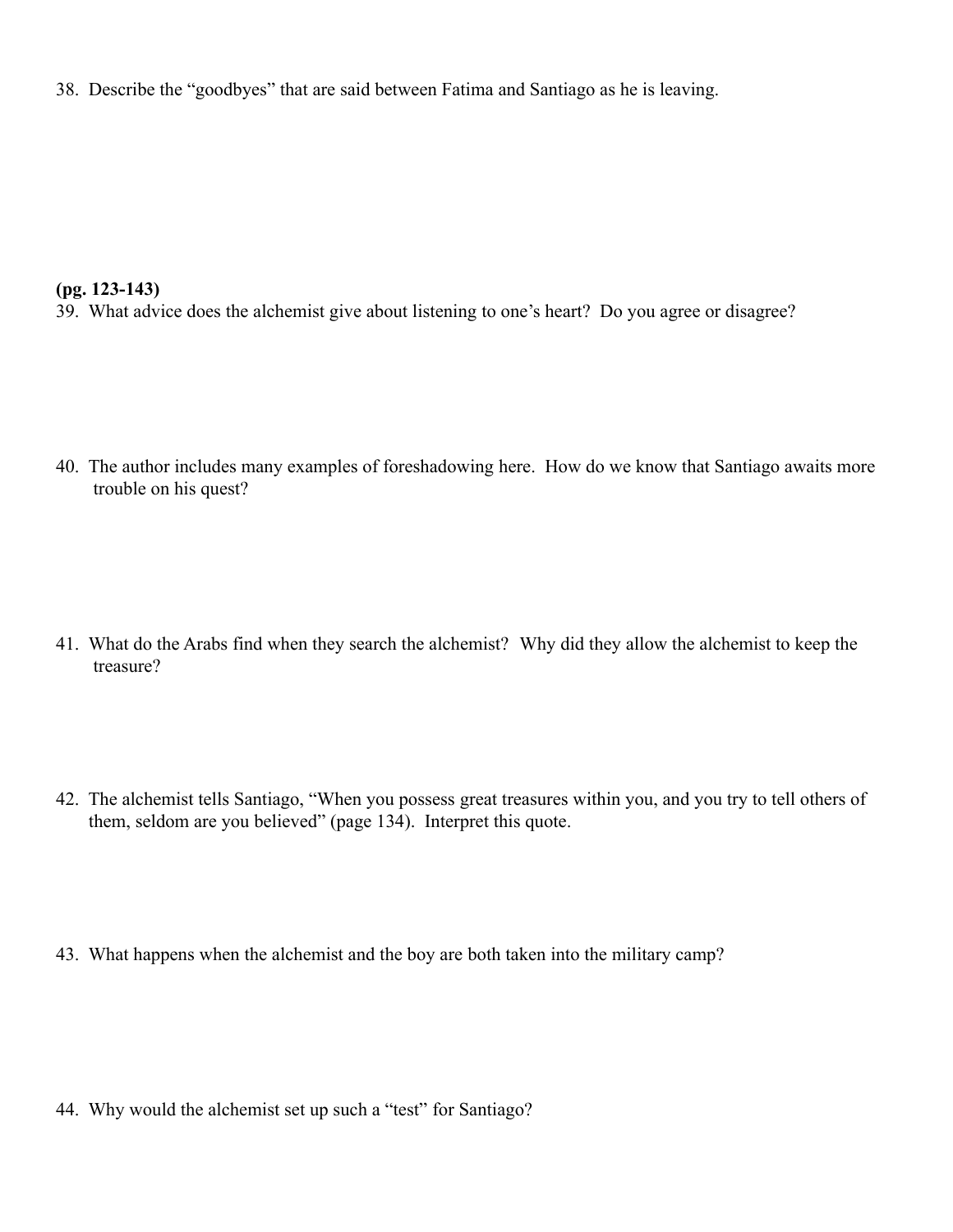38. Describe the “goodbyes” that are said between Fatima and Santiago as he is leaving.

**(pg. 123-143)**

39. What advice does the alchemist give about listening to one’s heart? Do you agree or disagree?

40. The author includes many examples of foreshadowing here. How do we know that Santiago awaits more trouble on his quest?

41. What do the Arabs find when they search the alchemist? Why did they allow the alchemist to keep the treasure?

42. The alchemist tells Santiago, “When you possess great treasures within you, and you try to tell others of them, seldom are you believed” (page 134). Interpret this quote.

43. What happens when the alchemist and the boy are both taken into the military camp?

44. Why would the alchemist set up such a “test” for Santiago?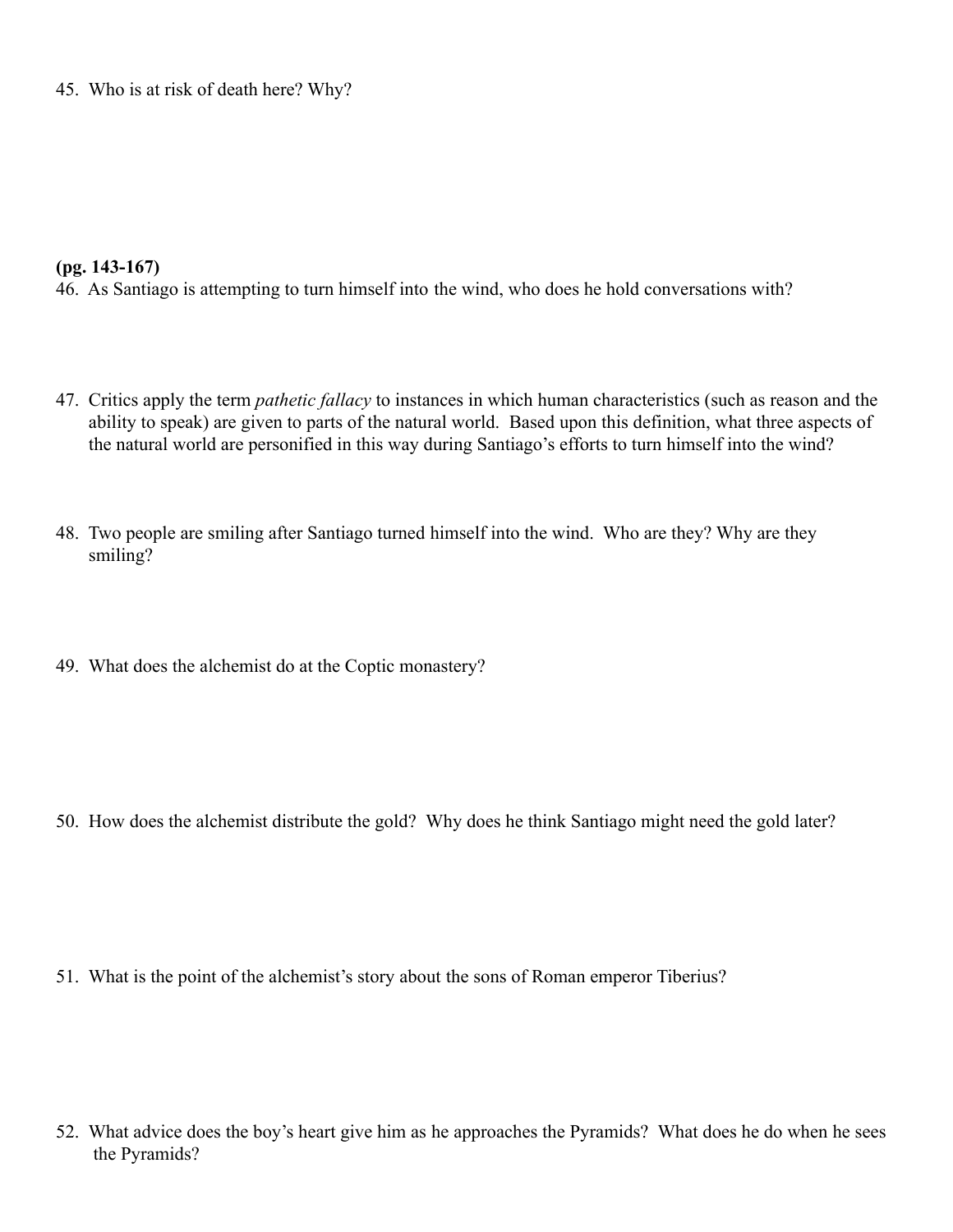45. Who is at risk of death here? Why?

**(pg. 143-167)**

46. As Santiago is attempting to turn himself into the wind, who does he hold conversations with?

47. Critics apply the term *pathetic fallacy* to instances in which human characteristics (such as reason and the ability to speak) are given to parts of the natural world. Based upon this definition, what three aspects of the natural world are personified in this way during Santiago's efforts to turn himself into the wind?

48. Two people are smiling after Santiago turned himself into the wind. Who are they? Why are they smiling?

49. What does the alchemist do at the Coptic monastery?

50. How does the alchemist distribute the gold? Why does he think Santiago might need the gold later?

51. What is the point of the alchemist's story about the sons of Roman emperor Tiberius?

52. What advice does the boy's heart give him as he approaches the Pyramids? What does he do when he sees the Pyramids?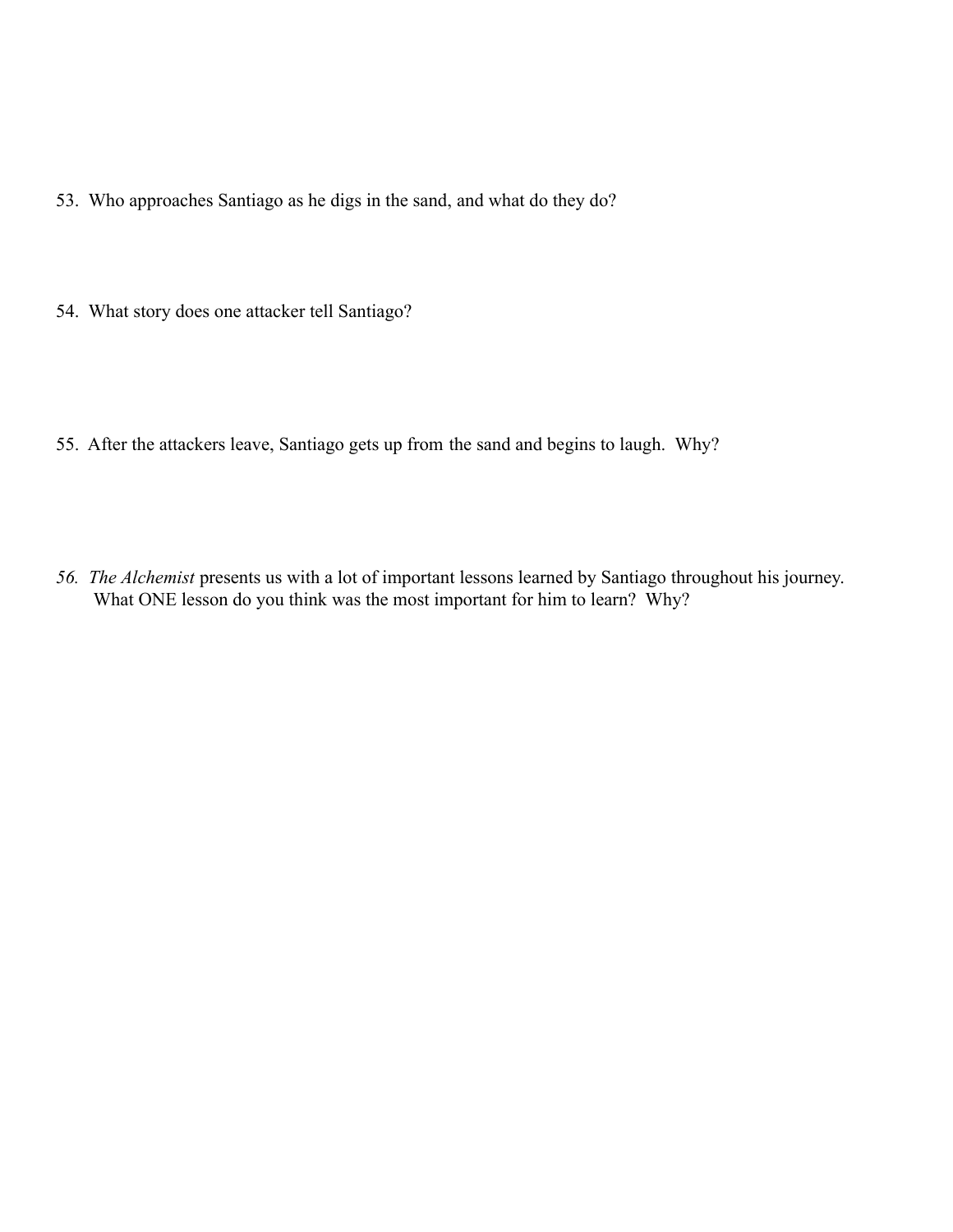53. Who approaches Santiago as he digs in the sand, and what do they do?

54. What story does one attacker tell Santiago?

55. After the attackers leave, Santiago gets up from the sand and begins to laugh. Why?

56. *The Alchemist* presents us with a lot of important lessons learned by Santiago throughout his journey. What ONE lesson do you think was the most important for him to learn? Why?